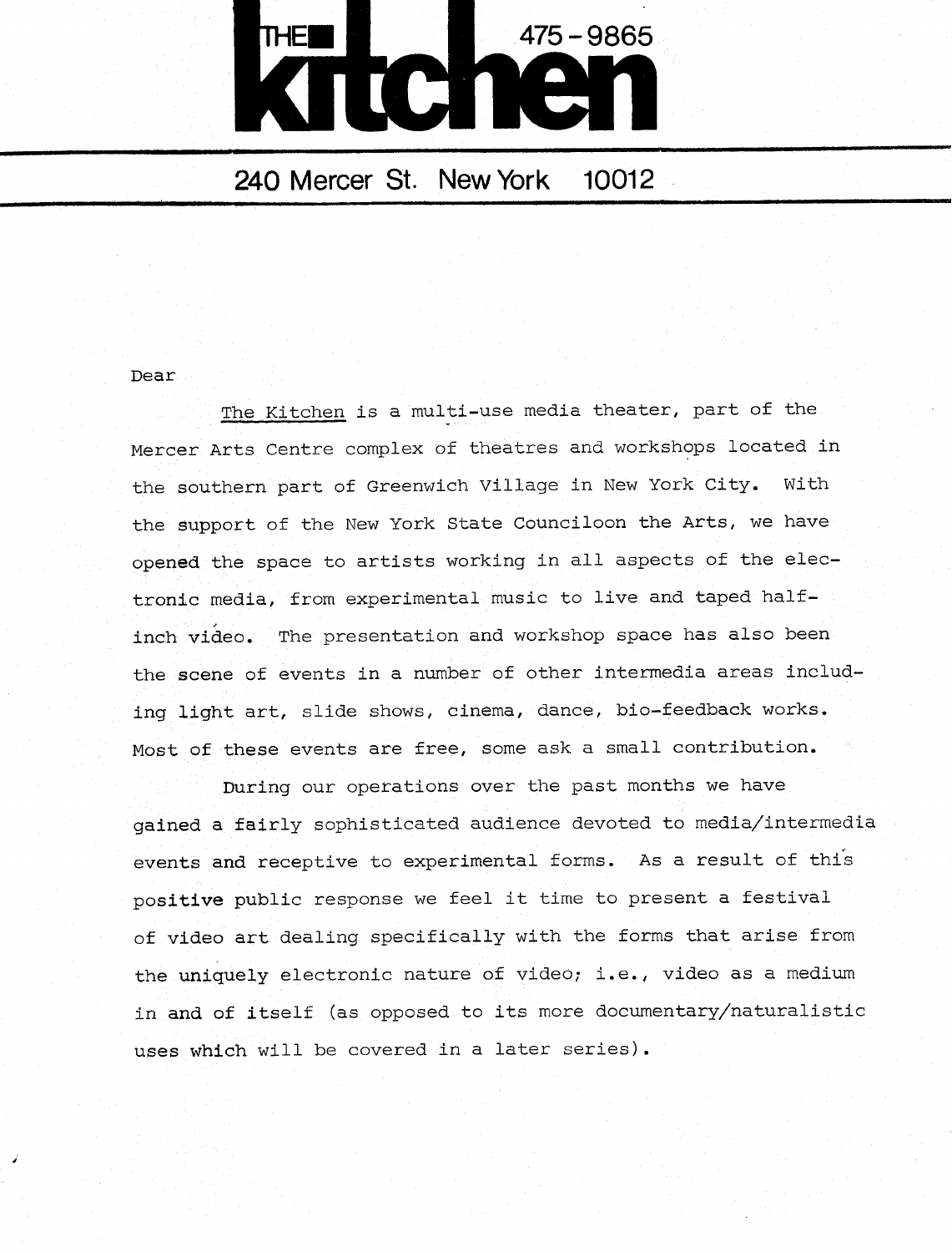# THE kitchen

475-9865

240 Mercer St. New York 10012

Dear

The Kitchen is a multi-use media theater, part of the Mercer Arts Centre complex of theatres and workshops located in the southern part of Greenwich Village in New York City. With the support of the New York State Counciloon the Arts, we have opened the space to artists working in all aspects of the electronic media, from experimental music to live and taped half-inch video. The presentation and workshop space has also been the scene of events in a number of other intermedia areas including light art, slide shows, cinema, dance, bio-feedback works. Most of these events are free, some ask a small contribution.

During our operations over the past months we have gained a fairly sophisticated audience devoted to media/intermedia events and receptive to experimental forms. As a result of this positive public response we feel it time to present a festival of video art dealing specifically with the forms that arise from the uniquely electronic nature of video; i.e., video as a medium in and of itself (as opposed to its more documentary/naturalistic uses which will be covered in a later series).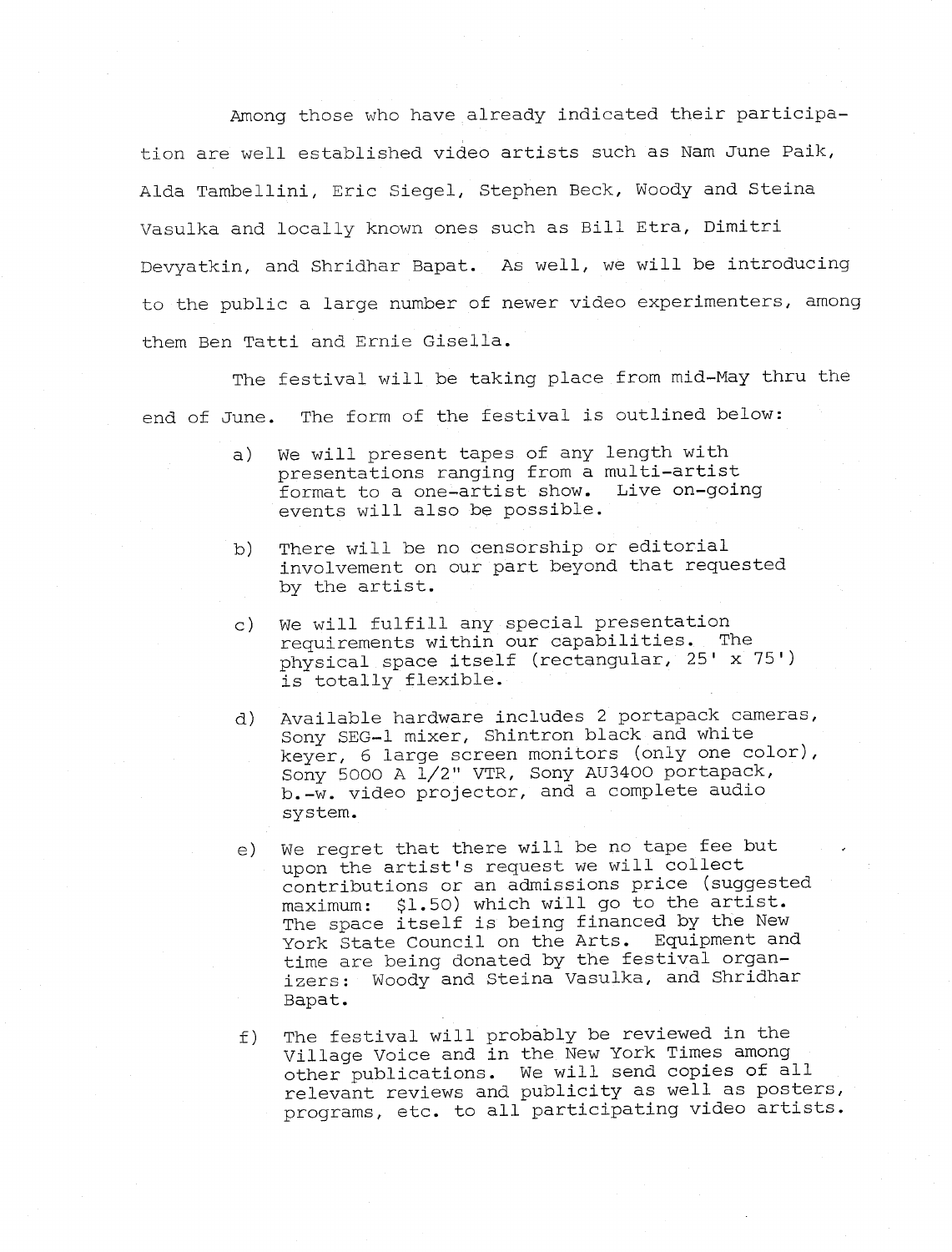Among those who have already indicated their participation are well established video artists such as Nam June Paik, Alda Tambellini, Eric Siegel, Stephen Beck, Woody and Steina Vasulka and locally known ones such as Bill Etra, Dimitri Devyatkin, and Shridhar Bapat. As well, we will be introducing to the public a large number of newer video experimenters, among them Ben Tatti and Ernie Gisella.

The festival will be taking place from mid-May thru the end of June. The form of the festival is outlined below:

a) We will present tapes of any length with presentations ranging from a multi-artist format to a one-artist show. Live on-going events will also be possible.

b) There will be no censorship or editorial involvement on our part beyond that requested by the artist.

c) We will fulfill any special presentation requirements within our capabilities. The physical space itself (rectangular, 25' x 75') is totally flexible.

d) Available hardware includes 2 portapack cameras, Sony SEG-1 mixer, Shintron black and white keyer, 6 large screen monitors (only one color), Sony 5000 A 1/2" VTR, Sony AU3400 portapack, b.-w. video projector, and a complete audio system.

e) We regret that there will be no tape fee but upon the artist's request we will collect contributions or an admissions price (suggested maximum: $1.50) which will go to the artist. The space itself is being financed by the New York State Council on the Arts. Equipment and time are being donated by the festival organizers: Woody and Steina Vasulka, and Shridhar Bapat.

f) The festival will probably be reviewed in the Village Voice and in the New York Times among other publications. We will send copies of all relevant reviews and publicity as well as posters, programs, etc. to all participating video artists.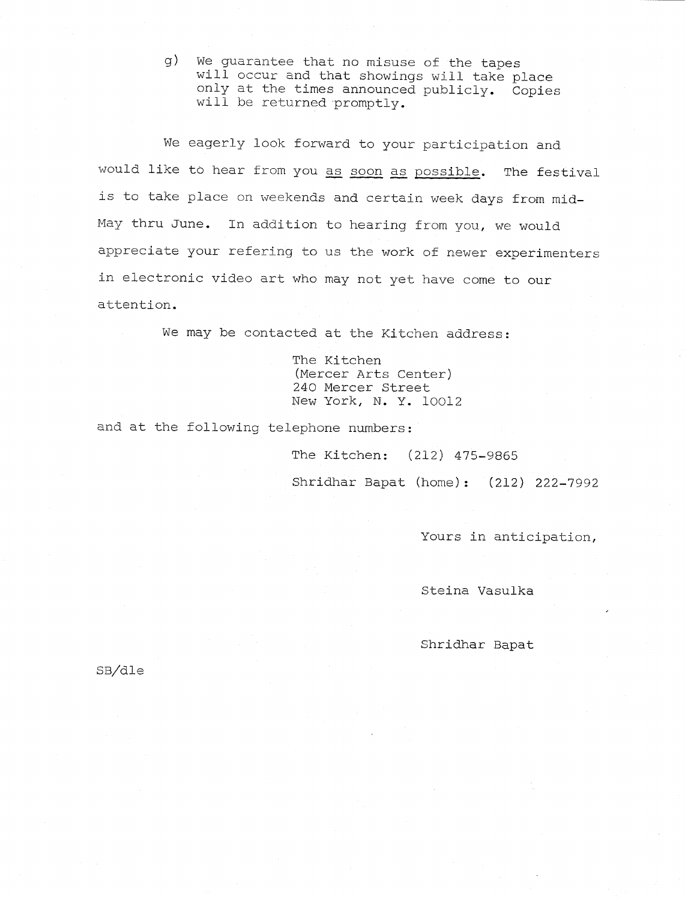g) We guarantee that no misuse of the tapes will occur and that showings will take place only at the times announced publicly. Copies will be returned promptly.

We eagerly look forward to your participation and would like to hear from you <u>as soon as possible</u>. The festival is to take place on weekends and certain week days from mid-May thru June. In addition to hearing from you, we would appreciate your refering to us the work of newer experimenters in electronic video art who may not yet have come to our attention.

We may be contacted at the Kitchen address:

The Kitchen
(Mercer Arts Center)
240 Mercer Street
New York, N. Y. 10012

and at the following telephone numbers:

The Kitchen: (212) 475-9865

Shridhar Bapat (home): (212) 222-7992

Yours in anticipation,

Steina Vasulka

Shridhar Bapat

SB/dle